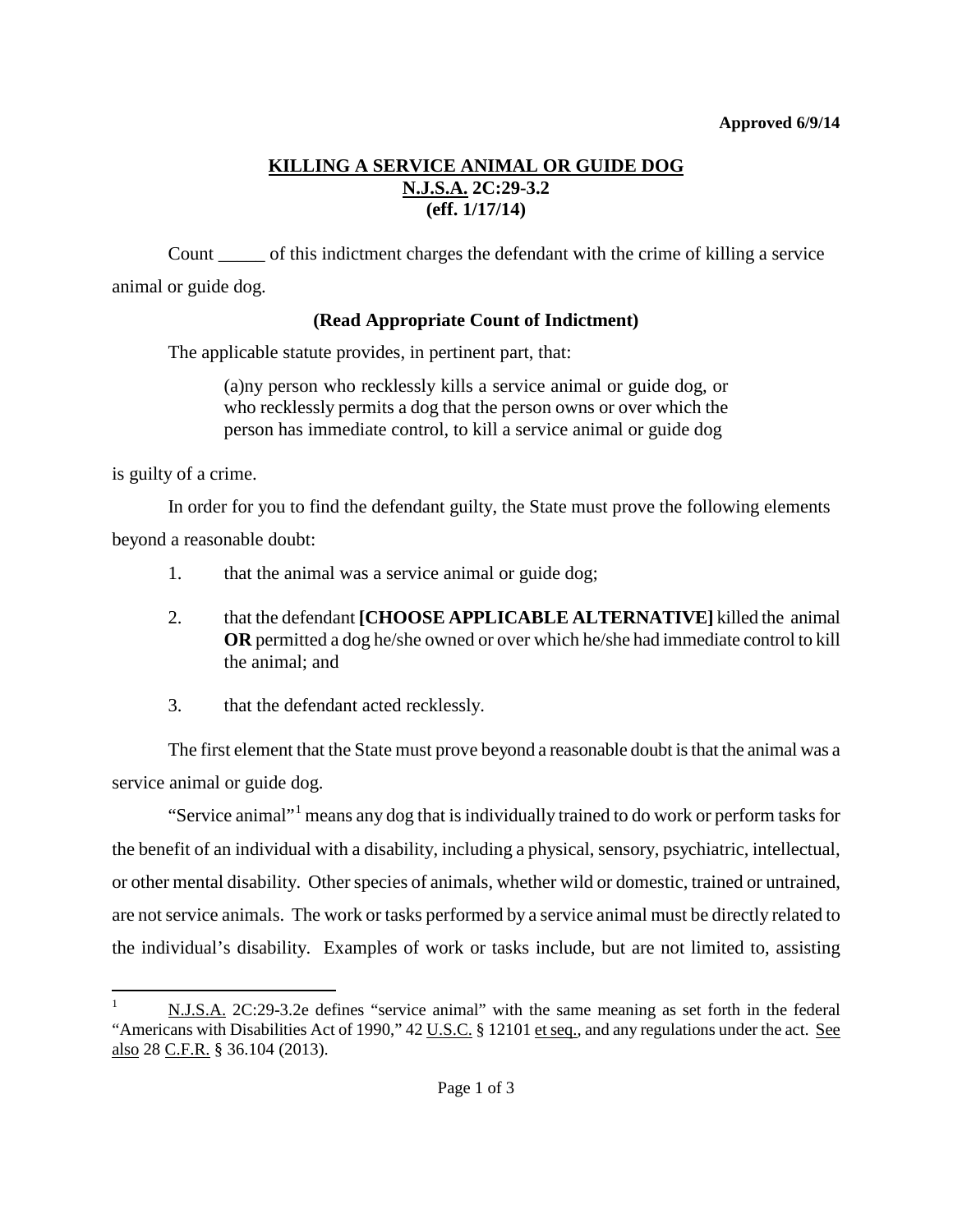**Approved 6/9/14**

# KILLING A SERVICE ANIMAL OR GUIDE DOG
## N.J.S.A. 2C:29-3.2
## (eff. 1/17/14)

Count _____ of this indictment charges the defendant with the crime of killing a service animal or guide dog.

**(Read Appropriate Count of Indictment)**

The applicable statute provides, in pertinent part, that:

> (a)ny person who recklessly kills a service animal or guide dog, or who recklessly permits a dog that the person owns or over which the person has immediate control, to kill a service animal or guide dog

is guilty of a crime.

In order for you to find the defendant guilty, the State must prove the following elements beyond a reasonable doubt:

1. that the animal was a service animal or guide dog;
2. that the defendant **[CHOOSE APPLICABLE ALTERNATIVE]** killed the animal **OR** permitted a dog he/she owned or over which he/she had immediate control to kill the animal; and
3. that the defendant acted recklessly.

The first element that the State must prove beyond a reasonable doubt is that the animal was a service animal or guide dog.

"Service animal"[1] means any dog that is individually trained to do work or perform tasks for the benefit of an individual with a disability, including a physical, sensory, psychiatric, intellectual, or other mental disability. Other species of animals, whether wild or domestic, trained or untrained, are not service animals. The work or tasks performed by a service animal must be directly related to the individual's disability. Examples of work or tasks include, but are not limited to, assisting

---

[1] N.J.S.A. 2C:29-3.2e defines "service animal" with the same meaning as set forth in the federal "Americans with Disabilities Act of 1990," 42 U.S.C. § 12101 et seq., and any regulations under the act. See also 28 C.F.R. § 36.104 (2013).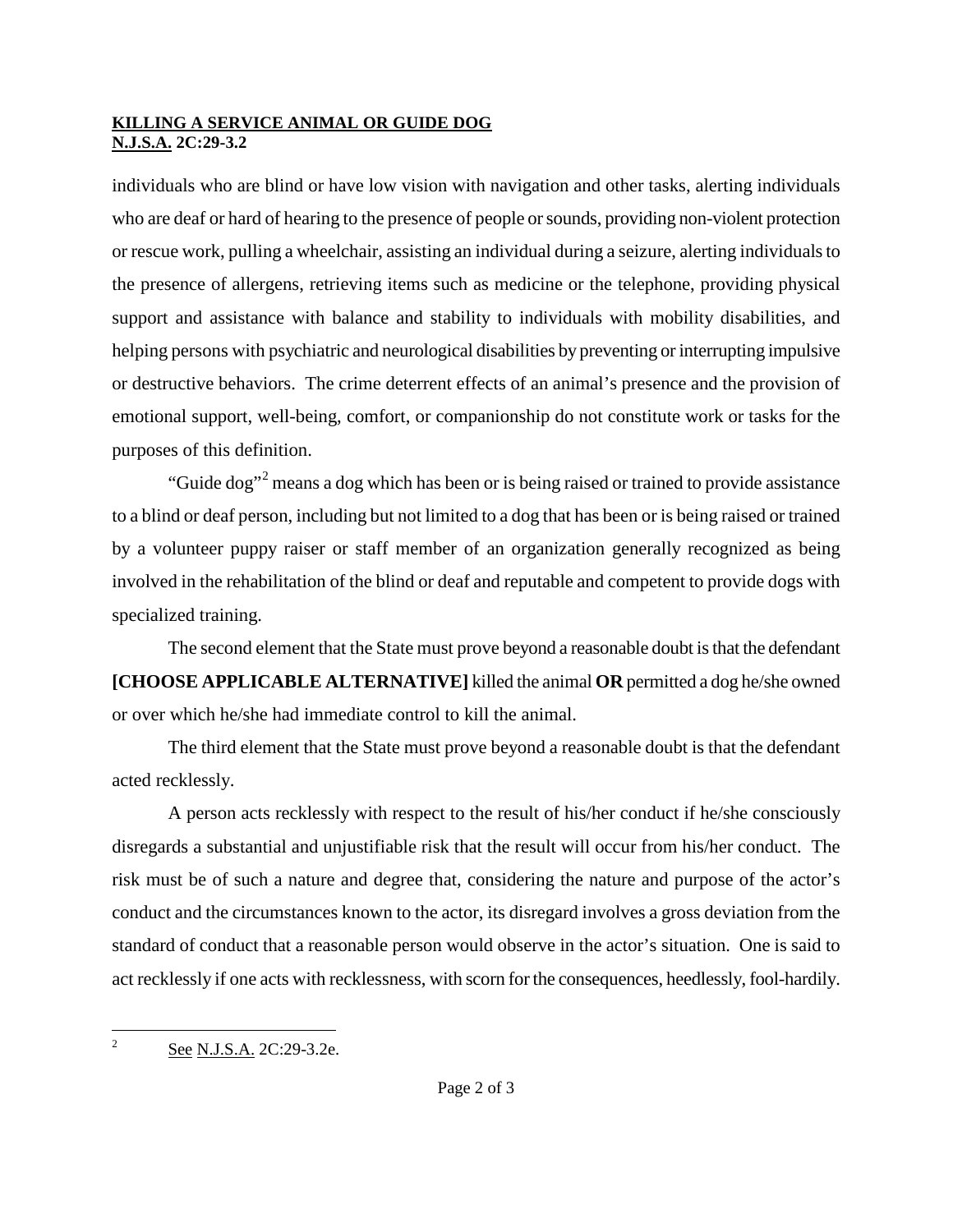individuals who are blind or have low vision with navigation and other tasks, alerting individuals who are deaf or hard of hearing to the presence of people or sounds, providing non-violent protection or rescue work, pulling a wheelchair, assisting an individual during a seizure, alerting individuals to the presence of allergens, retrieving items such as medicine or the telephone, providing physical support and assistance with balance and stability to individuals with mobility disabilities, and helping persons with psychiatric and neurological disabilities by preventing or interrupting impulsive or destructive behaviors. The crime deterrent effects of an animal's presence and the provision of emotional support, well-being, comfort, or companionship do not constitute work or tasks for the purposes of this definition.

"Guide dog"[2] means a dog which has been or is being raised or trained to provide assistance to a blind or deaf person, including but not limited to a dog that has been or is being raised or trained by a volunteer puppy raiser or staff member of an organization generally recognized as being involved in the rehabilitation of the blind or deaf and reputable and competent to provide dogs with specialized training.

The second element that the State must prove beyond a reasonable doubt is that the defendant **[CHOOSE APPLICABLE ALTERNATIVE]** killed the animal **OR** permitted a dog he/she owned or over which he/she had immediate control to kill the animal.

The third element that the State must prove beyond a reasonable doubt is that the defendant acted recklessly.

A person acts recklessly with respect to the result of his/her conduct if he/she consciously disregards a substantial and unjustifiable risk that the result will occur from his/her conduct. The risk must be of such a nature and degree that, considering the nature and purpose of the actor's conduct and the circumstances known to the actor, its disregard involves a gross deviation from the standard of conduct that a reasonable person would observe in the actor's situation. One is said to act recklessly if one acts with recklessness, with scorn for the consequences, heedlessly, fool-hardily.

---

[2] See N.J.S.A. 2C:29-3.2e.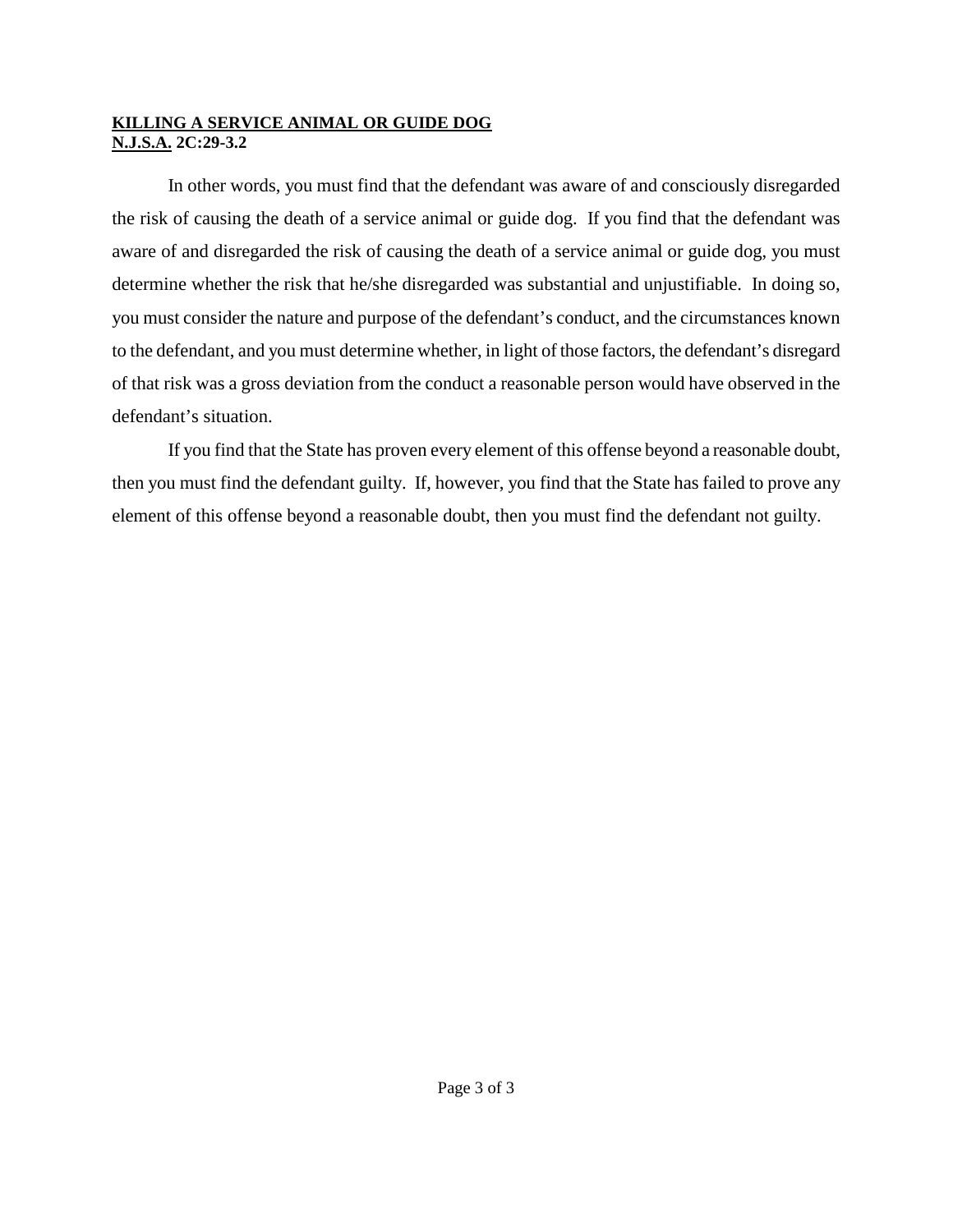In other words, you must find that the defendant was aware of and consciously disregarded the risk of causing the death of a service animal or guide dog. If you find that the defendant was aware of and disregarded the risk of causing the death of a service animal or guide dog, you must determine whether the risk that he/she disregarded was substantial and unjustifiable. In doing so, you must consider the nature and purpose of the defendant's conduct, and the circumstances known to the defendant, and you must determine whether, in light of those factors, the defendant's disregard of that risk was a gross deviation from the conduct a reasonable person would have observed in the defendant's situation.

If you find that the State has proven every element of this offense beyond a reasonable doubt, then you must find the defendant guilty. If, however, you find that the State has failed to prove any element of this offense beyond a reasonable doubt, then you must find the defendant not guilty.